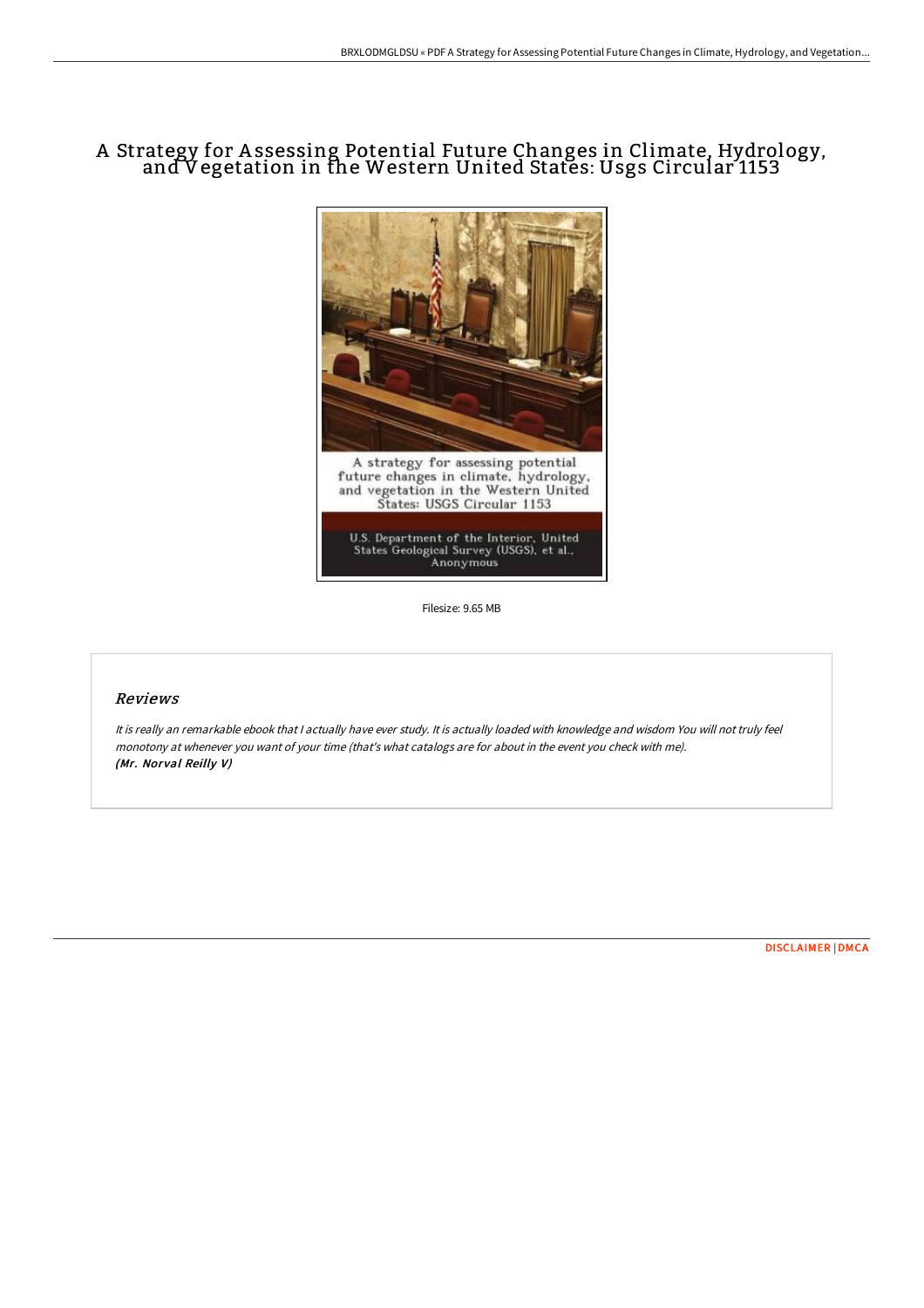# A Strategy for Assessing Potential Future Changes in Climate, Hydrology, and Vegetation in the Western United States: Usgs Circular 1153

Filesize: 9.65 MB

## *Reviews*

*It is really an remarkable ebook that I actually have ever study. It is actually loaded with knowledge and wisdom You will not truly feel monotony at whenever you want of your time (that's what catalogs are for about in the event you check with me).*
***(Mr. Norval Reilly V)***

DISCLAIMER | DMCA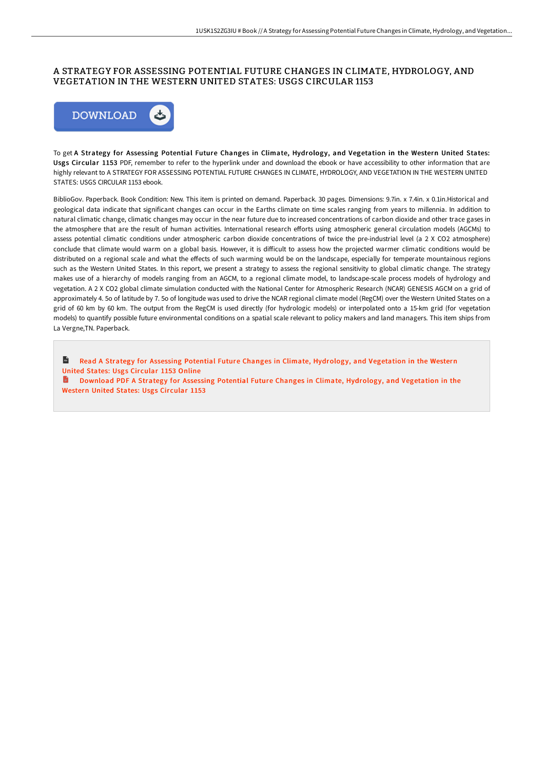# A STRATEGY FOR ASSESSING POTENTIAL FUTURE CHANGES IN CLIMATE, HYDROLOGY, AND VEGETATION IN THE WESTERN UNITED STATES: USGS CIRCULAR 1153

DOWNLOAD

To get **A Strategy for Assessing Potential Future Changes in Climate, Hydrology, and Vegetation in the Western United States: Usgs Circular 1153** PDF, remember to refer to the hyperlink under and download the ebook or have accessibility to other information that are highly relevant to A STRATEGY FOR ASSESSING POTENTIAL FUTURE CHANGES IN CLIMATE, HYDROLOGY, AND VEGETATION IN THE WESTERN UNITED STATES: USGS CIRCULAR 1153 ebook.

BiblioGov. Paperback. Book Condition: New. This item is printed on demand. Paperback. 30 pages. Dimensions: 9.7in. x 7.4in. x 0.1in.Historical and geological data indicate that significant changes can occur in the Earths climate on time scales ranging from years to millennia. In addition to natural climatic change, climatic changes may occur in the near future due to increased concentrations of carbon dioxide and other trace gases in the atmosphere that are the result of human activities. International research efforts using atmospheric general circulation models (AGCMs) to assess potential climatic conditions under atmospheric carbon dioxide concentrations of twice the pre-industrial level (a 2 X CO2 atmosphere) conclude that climate would warm on a global basis. However, it is difficult to assess how the projected warmer climatic conditions would be distributed on a regional scale and what the effects of such warming would be on the landscape, especially for temperate mountainous regions such as the Western United States. In this report, we present a strategy to assess the regional sensitivity to global climatic change. The strategy makes use of a hierarchy of models ranging from an AGCM, to a regional climate model, to landscape-scale process models of hydrology and vegetation. A 2 X CO2 global climate simulation conducted with the National Center for Atmospheric Research (NCAR) GENESIS AGCM on a grid of approximately 4. 5o of latitude by 7. 5o of longitude was used to drive the NCAR regional climate model (RegCM) over the Western United States on a grid of 60 km by 60 km. The output from the RegCM is used directly (for hydrologic models) or interpolated onto a 15-km grid (for vegetation models) to quantify possible future environmental conditions on a spatial scale relevant to policy makers and land managers. This item ships from La Vergne,TN. Paperback.

- Read A Strategy for Assessing Potential Future Changes in Climate, Hydrology, and Vegetation in the Western United States: Usgs Circular 1153 Online
- Download PDF A Strategy for Assessing Potential Future Changes in Climate, Hydrology, and Vegetation in the Western United States: Usgs Circular 1153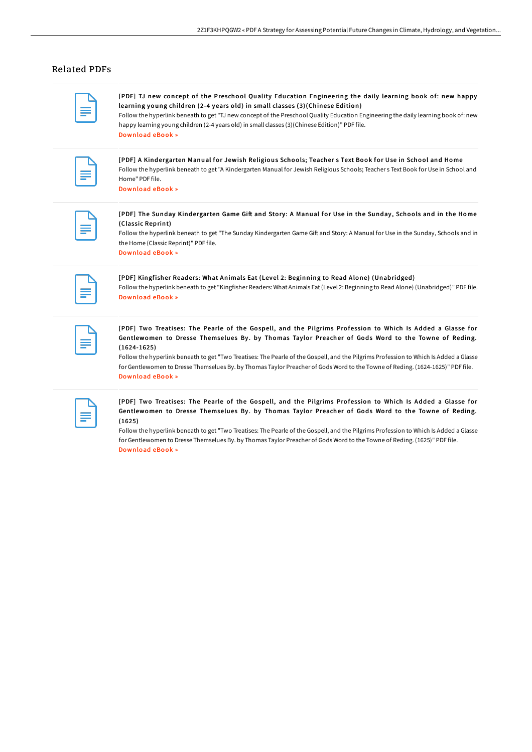## Related PDFs

[PDF] TJ new concept of the Preschool Quality Education Engineering the daily learning book of: new happy learning young children (2-4 years old) in small classes (3)(Chinese Edition)
Follow the hyperlink beneath to get "TJ new concept of the Preschool Quality Education Engineering the daily learning book of: new happy learning young children (2-4 years old) in small classes (3)(Chinese Edition)" PDF file.
Download eBook »

[PDF] A Kindergarten Manual for Jewish Religious Schools; Teacher s Text Book for Use in School and Home
Follow the hyperlink beneath to get "A Kindergarten Manual for Jewish Religious Schools; Teacher s Text Book for Use in School and Home" PDF file.
Download eBook »

[PDF] The Sunday Kindergarten Game Gift and Story: A Manual for Use in the Sunday, Schools and in the Home (Classic Reprint)
Follow the hyperlink beneath to get "The Sunday Kindergarten Game Gift and Story: A Manual for Use in the Sunday, Schools and in the Home (Classic Reprint)" PDF file.
Download eBook »

[PDF] Kingfisher Readers: What Animals Eat (Level 2: Beginning to Read Alone) (Unabridged)
Follow the hyperlink beneath to get "Kingfisher Readers: What Animals Eat (Level 2: Beginning to Read Alone) (Unabridged)" PDF file.
Download eBook »

[PDF] Two Treatises: The Pearle of the Gospell, and the Pilgrims Profession to Which Is Added a Glasse for Gentlewomen to Dresse Themselues By. by Thomas Taylor Preacher of Gods Word to the Towne of Reding. (1624-1625)
Follow the hyperlink beneath to get "Two Treatises: The Pearle of the Gospell, and the Pilgrims Profession to Which Is Added a Glasse for Gentlewomen to Dresse Themselues By. by Thomas Taylor Preacher of Gods Word to the Towne of Reding. (1624-1625)" PDF file.
Download eBook »

[PDF] Two Treatises: The Pearle of the Gospell, and the Pilgrims Profession to Which Is Added a Glasse for Gentlewomen to Dresse Themselues By. by Thomas Taylor Preacher of Gods Word to the Towne of Reding. (1625)
Follow the hyperlink beneath to get "Two Treatises: The Pearle of the Gospell, and the Pilgrims Profession to Which Is Added a Glasse for Gentlewomen to Dresse Themselues By. by Thomas Taylor Preacher of Gods Word to the Towne of Reding. (1625)" PDF file.
Download eBook »